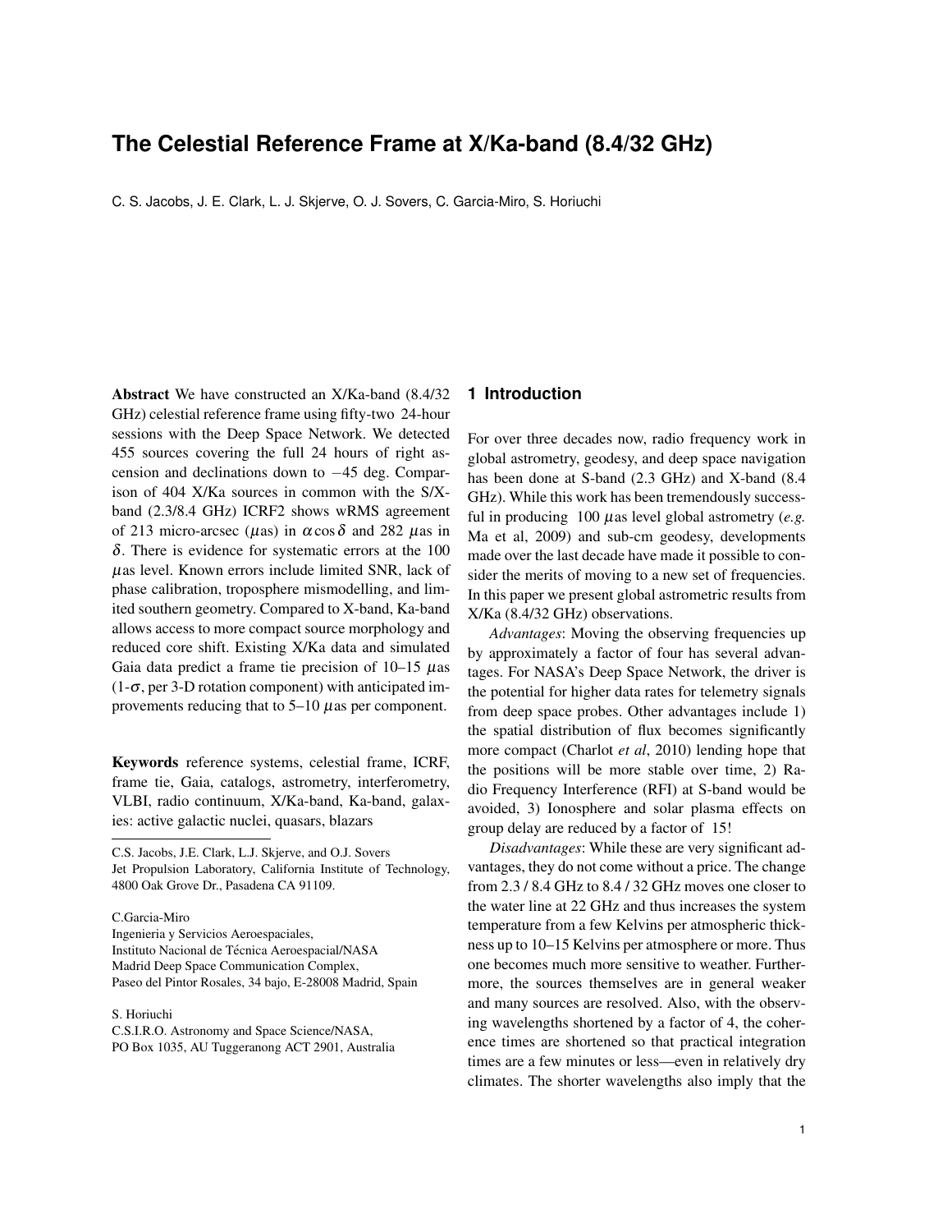# The Celestial Reference Frame at X/Ka-band (8.4/32 GHz)

C. S. Jacobs, J. E. Clark, L. J. Skjerve, O. J. Sovers, C. Garcia-Miro, S. Horiuchi

**Abstract** We have constructed an X/Ka-band (8.4/32 GHz) celestial reference frame using fifty-two 24-hour sessions with the Deep Space Network. We detected 455 sources covering the full 24 hours of right ascension and declinations down to $-45$ deg. Comparison of 404 X/Ka sources in common with the S/X-band (2.3/8.4 GHz) ICRF2 shows wRMS agreement of 213 micro-arcsec ($\mu$as) in $\alpha \cos\delta$ and 282 $\mu$as in $\delta$. There is evidence for systematic errors at the 100 $\mu$as level. Known errors include limited SNR, lack of phase calibration, troposphere mismodelling, and limited southern geometry. Compared to X-band, Ka-band allows access to more compact source morphology and reduced core shift. Existing X/Ka data and simulated Gaia data predict a frame tie precision of 10–15 $\mu$as (1-$\sigma$, per 3-D rotation component) with anticipated improvements reducing that to 5–10 $\mu$as per component.

**Keywords** reference systems, celestial frame, ICRF, frame tie, Gaia, catalogs, astrometry, interferometry, VLBI, radio continuum, X/Ka-band, Ka-band, galaxies: active galactic nuclei, quasars, blazars

C.S. Jacobs, J.E. Clark, L.J. Skjerve, and O.J. Sovers
Jet Propulsion Laboratory, California Institute of Technology, 4800 Oak Grove Dr., Pasadena CA 91109.

C.Garcia-Miro
Ingenieria y Servicios Aeroespaciales,
Instituto Nacional de Técnica Aeroespacial/NASA
Madrid Deep Space Communication Complex,
Paseo del Pintor Rosales, 34 bajo, E-28008 Madrid, Spain

S. Horiuchi
C.S.I.R.O. Astronomy and Space Science/NASA,
PO Box 1035, AU Tuggeranong ACT 2901, Australia

## 1 Introduction

For over three decades now, radio frequency work in global astrometry, geodesy, and deep space navigation has been done at S-band (2.3 GHz) and X-band (8.4 GHz). While this work has been tremendously successful in producing 100 $\mu$as level global astrometry (*e.g.* Ma et al, 2009) and sub-cm geodesy, developments made over the last decade have made it possible to consider the merits of moving to a new set of frequencies. In this paper we present global astrometric results from X/Ka (8.4/32 GHz) observations.

*Advantages*: Moving the observing frequencies up by approximately a factor of four has several advantages. For NASA's Deep Space Network, the driver is the potential for higher data rates for telemetry signals from deep space probes. Other advantages include 1) the spatial distribution of flux becomes significantly more compact (Charlot *et al*, 2010) lending hope that the positions will be more stable over time, 2) Radio Frequency Interference (RFI) at S-band would be avoided, 3) Ionosphere and solar plasma effects on group delay are reduced by a factor of 15!

*Disadvantages*: While these are very significant advantages, they do not come without a price. The change from 2.3 / 8.4 GHz to 8.4 / 32 GHz moves one closer to the water line at 22 GHz and thus increases the system temperature from a few Kelvins per atmospheric thickness up to 10–15 Kelvins per atmosphere or more. Thus one becomes much more sensitive to weather. Furthermore, the sources themselves are in general weaker and many sources are resolved. Also, with the observing wavelengths shortened by a factor of 4, the coherence times are shortened so that practical integration times are a few minutes or less—even in relatively dry climates. The shorter wavelengths also imply that the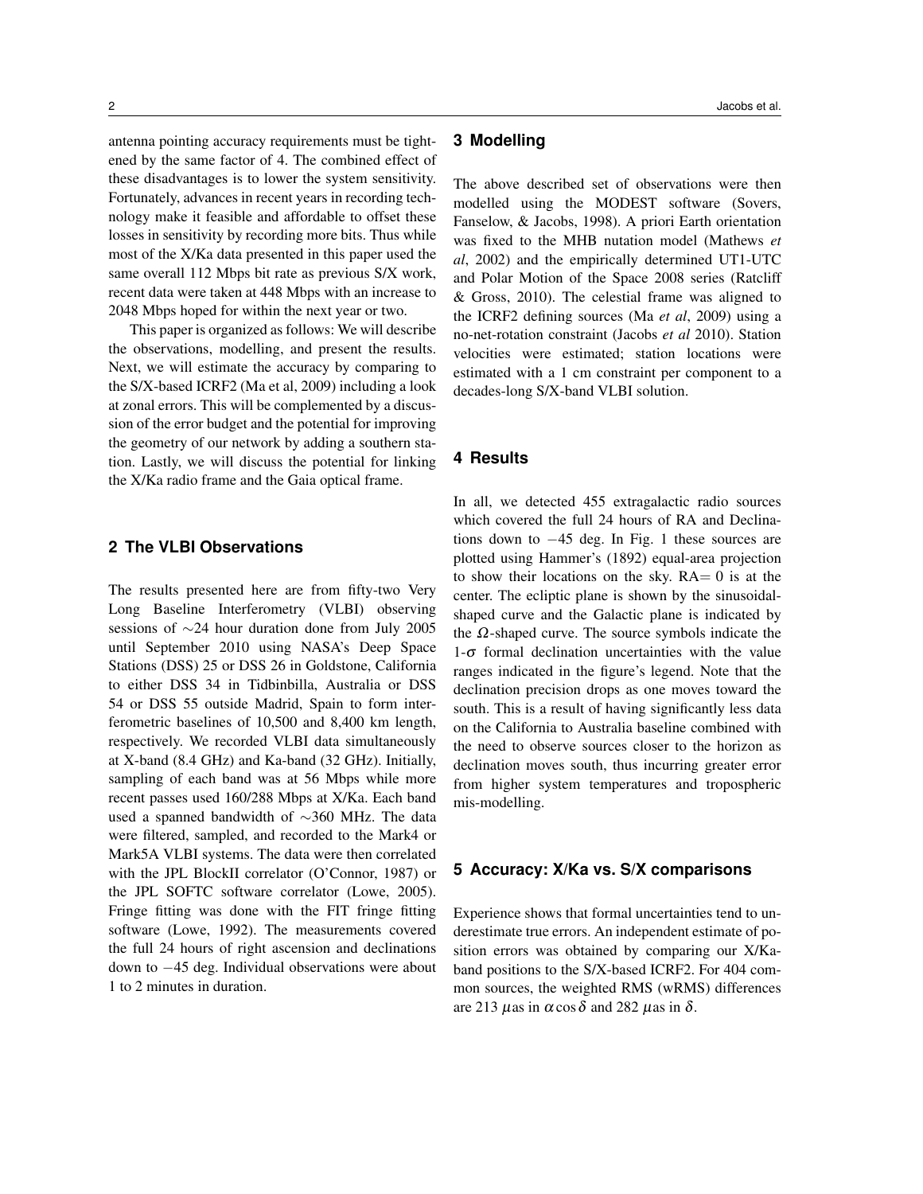antenna pointing accuracy requirements must be tightened by the same factor of 4. The combined effect of these disadvantages is to lower the system sensitivity. Fortunately, advances in recent years in recording technology make it feasible and affordable to offset these losses in sensitivity by recording more bits. Thus while most of the X/Ka data presented in this paper used the same overall 112 Mbps bit rate as previous S/X work, recent data were taken at 448 Mbps with an increase to 2048 Mbps hoped for within the next year or two.

This paper is organized as follows: We will describe the observations, modelling, and present the results. Next, we will estimate the accuracy by comparing to the S/X-based ICRF2 (Ma et al, 2009) including a look at zonal errors. This will be complemented by a discussion of the error budget and the potential for improving the geometry of our network by adding a southern station. Lastly, we will discuss the potential for linking the X/Ka radio frame and the Gaia optical frame.

## 2 The VLBI Observations

The results presented here are from fifty-two Very Long Baseline Interferometry (VLBI) observing sessions of $\sim$24 hour duration done from July 2005 until September 2010 using NASA's Deep Space Stations (DSS) 25 or DSS 26 in Goldstone, California to either DSS 34 in Tidbinbilla, Australia or DSS 54 or DSS 55 outside Madrid, Spain to form interferometric baselines of 10,500 and 8,400 km length, respectively. We recorded VLBI data simultaneously at X-band (8.4 GHz) and Ka-band (32 GHz). Initially, sampling of each band was at 56 Mbps while more recent passes used 160/288 Mbps at X/Ka. Each band used a spanned bandwidth of $\sim$360 MHz. The data were filtered, sampled, and recorded to the Mark4 or Mark5A VLBI systems. The data were then correlated with the JPL BlockII correlator (O'Connor, 1987) or the JPL SOFTC software correlator (Lowe, 2005). Fringe fitting was done with the FIT fringe fitting software (Lowe, 1992). The measurements covered the full 24 hours of right ascension and declinations down to $-45$ deg. Individual observations were about 1 to 2 minutes in duration.

## 3 Modelling

The above described set of observations were then modelled using the MODEST software (Sovers, Fanselow, & Jacobs, 1998). A priori Earth orientation was fixed to the MHB nutation model (Mathews *et al*, 2002) and the empirically determined UT1-UTC and Polar Motion of the Space 2008 series (Ratcliff & Gross, 2010). The celestial frame was aligned to the ICRF2 defining sources (Ma *et al*, 2009) using a no-net-rotation constraint (Jacobs *et al* 2010). Station velocities were estimated; station locations were estimated with a 1 cm constraint per component to a decades-long S/X-band VLBI solution.

## 4 Results

In all, we detected 455 extragalactic radio sources which covered the full 24 hours of RA and Declinations down to $-45$ deg. In Fig. 1 these sources are plotted using Hammer's (1892) equal-area projection to show their locations on the sky. RA$=0$ is at the center. The ecliptic plane is shown by the sinusoidal-shaped curve and the Galactic plane is indicated by the $\Omega$-shaped curve. The source symbols indicate the 1-$\sigma$ formal declination uncertainties with the value ranges indicated in the figure's legend. Note that the declination precision drops as one moves toward the south. This is a result of having significantly less data on the California to Australia baseline combined with the need to observe sources closer to the horizon as declination moves south, thus incurring greater error from higher system temperatures and tropospheric mis-modelling.

## 5 Accuracy: X/Ka vs. S/X comparisons

Experience shows that formal uncertainties tend to underestimate true errors. An independent estimate of position errors was obtained by comparing our X/Ka-band positions to the S/X-based ICRF2. For 404 common sources, the weighted RMS (wRMS) differences are 213 $\mu$as in $\alpha \cos\delta$ and 282 $\mu$as in $\delta$.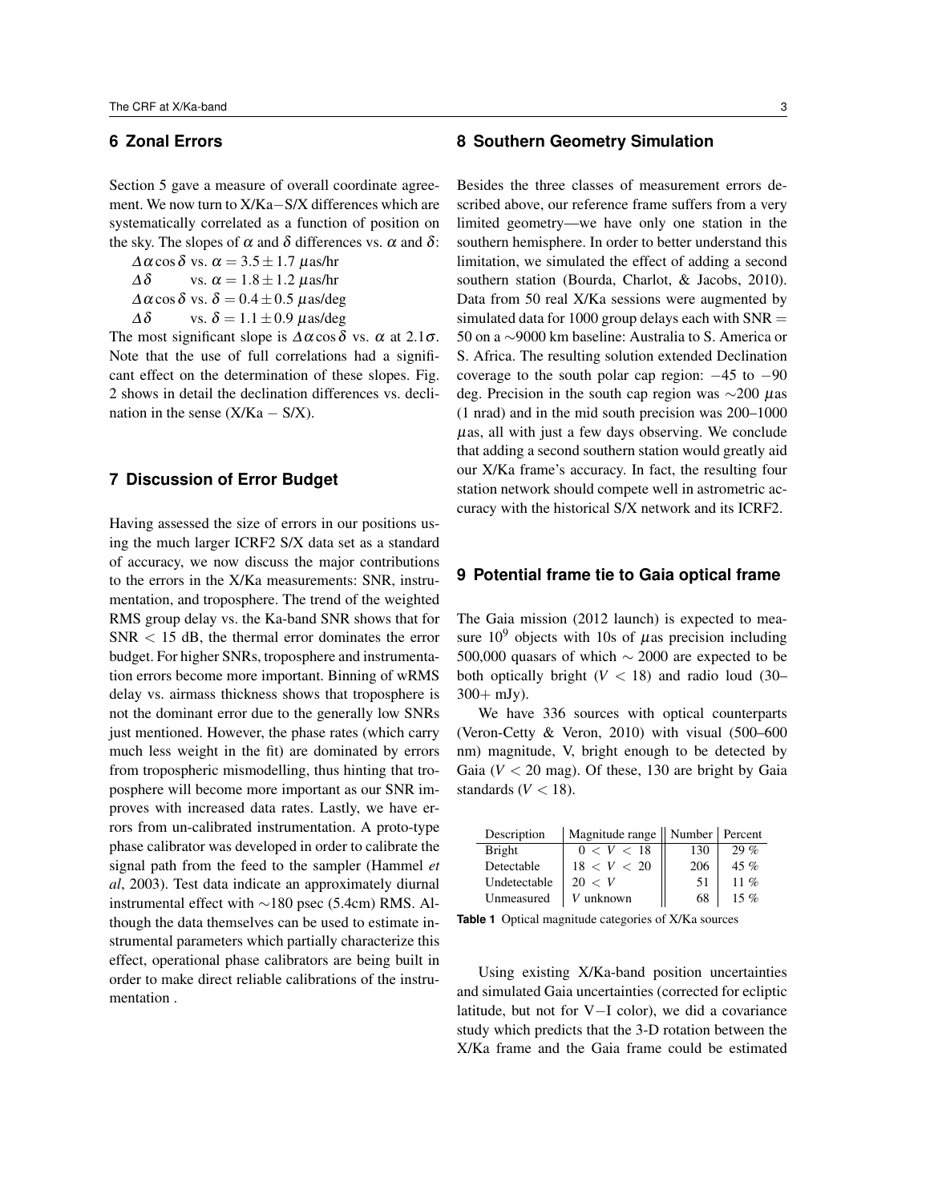## 6 Zonal Errors

Section 5 gave a measure of overall coordinate agreement. We now turn to X/Ka−S/X differences which are systematically correlated as a function of position on the sky. The slopes of $\alpha$ and $\delta$ differences vs. $\alpha$ and $\delta$:

$\Delta\alpha\cos\delta$ vs. $\alpha = 3.5 \pm 1.7$ $\mu$as/hr
$\Delta\delta$ vs. $\alpha = 1.8 \pm 1.2$ $\mu$as/hr
$\Delta\alpha\cos\delta$ vs. $\delta = 0.4 \pm 0.5$ $\mu$as/deg
$\Delta\delta$ vs. $\delta = 1.1 \pm 0.9$ $\mu$as/deg

The most significant slope is $\Delta\alpha\cos\delta$ vs. $\alpha$ at $2.1\sigma$. Note that the use of full correlations had a significant effect on the determination of these slopes. Fig. 2 shows in detail the declination differences vs. declination in the sense (X/Ka − S/X).

## 7 Discussion of Error Budget

Having assessed the size of errors in our positions using the much larger ICRF2 S/X data set as a standard of accuracy, we now discuss the major contributions to the errors in the X/Ka measurements: SNR, instrumentation, and troposphere. The trend of the weighted RMS group delay vs. the Ka-band SNR shows that for SNR $<$ 15 dB, the thermal error dominates the error budget. For higher SNRs, troposphere and instrumentation errors become more important. Binning of wRMS delay vs. airmass thickness shows that troposphere is not the dominant error due to the generally low SNRs just mentioned. However, the phase rates (which carry much less weight in the fit) are dominated by errors from tropospheric mismodelling, thus hinting that troposphere will become more important as our SNR improves with increased data rates. Lastly, we have errors from un-calibrated instrumentation. A proto-type phase calibrator was developed in order to calibrate the signal path from the feed to the sampler (Hammel *et al*, 2003). Test data indicate an approximately diurnal instrumental effect with ∼180 psec (5.4cm) RMS. Although the data themselves can be used to estimate instrumental parameters which partially characterize this effect, operational phase calibrators are being built in order to make direct reliable calibrations of the instrumentation .

## 8 Southern Geometry Simulation

Besides the three classes of measurement errors described above, our reference frame suffers from a very limited geometry—we have only one station in the southern hemisphere. In order to better understand this limitation, we simulated the effect of adding a second southern station (Bourda, Charlot, & Jacobs, 2010). Data from 50 real X/Ka sessions were augmented by simulated data for 1000 group delays each with SNR = 50 on a ∼9000 km baseline: Australia to S. America or S. Africa. The resulting solution extended Declination coverage to the south polar cap region: −45 to −90 deg. Precision in the south cap region was ∼200 $\mu$as (1 nrad) and in the mid south precision was 200–1000 $\mu$as, all with just a few days observing. We conclude that adding a second southern station would greatly aid our X/Ka frame's accuracy. In fact, the resulting four station network should compete well in astrometric accuracy with the historical S/X network and its ICRF2.

## 9 Potential frame tie to Gaia optical frame

The Gaia mission (2012 launch) is expected to measure $10^9$ objects with 10s of $\mu$as precision including 500,000 quasars of which $\sim$ 2000 are expected to be both optically bright ($V < 18$) and radio loud (30–300+ mJy).

We have 336 sources with optical counterparts (Veron-Cetty & Veron, 2010) with visual (500–600 nm) magnitude, V, bright enough to be detected by Gaia ($V < 20$ mag). Of these, 130 are bright by Gaia standards ($V < 18$).

| Description | Magnitude range | Number | Percent |
|---|---|---|---|
| Bright | $0 < V < 18$ | 130 | 29 % |
| Detectable | $18 < V < 20$ | 206 | 45 % |
| Undetectable | $20 < V$ | 51 | 11 % |
| Unmeasured | $V$ unknown | 68 | 15 % |

**Table 1** Optical magnitude categories of X/Ka sources

Using existing X/Ka-band position uncertainties and simulated Gaia uncertainties (corrected for ecliptic latitude, but not for V−I color), we did a covariance study which predicts that the 3-D rotation between the X/Ka frame and the Gaia frame could be estimated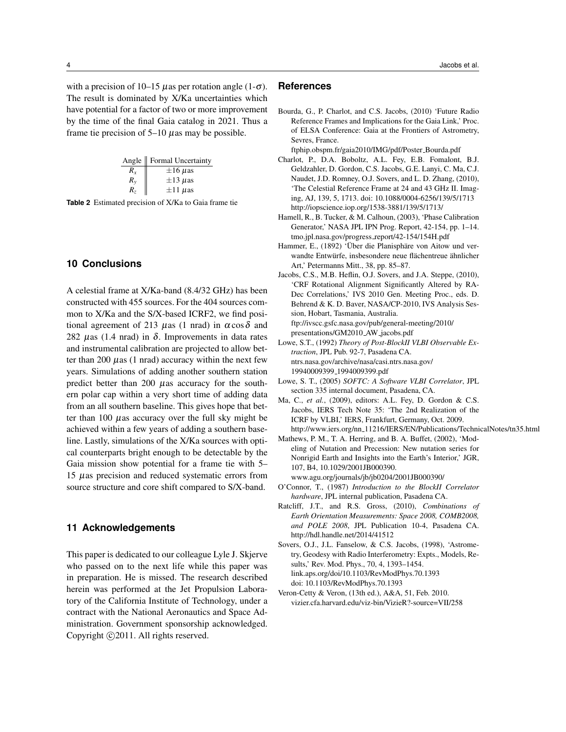with a precision of 10–15 $\mu$as per rotation angle (1-$\sigma$). The result is dominated by X/Ka uncertainties which have potential for a factor of two or more improvement by the time of the final Gaia catalog in 2021. Thus a frame tie precision of 5–10 $\mu$as may be possible.

| Angle | Formal Uncertainty |
|---|---|
| $R_x$ | $\pm 16\ \mu$as |
| $R_y$ | $\pm 13\ \mu$as |
| $R_z$ | $\pm 11\ \mu$as |

**Table 2** Estimated precision of X/Ka to Gaia frame tie

## 10 Conclusions

A celestial frame at X/Ka-band (8.4/32 GHz) has been constructed with 455 sources. For the 404 sources common to X/Ka and the S/X-based ICRF2, we find positional agreement of 213 $\mu$as (1 nrad) in $\alpha \cos\delta$ and 282 $\mu$as (1.4 nrad) in $\delta$. Improvements in data rates and instrumental calibration are projected to allow better than 200 $\mu$as (1 nrad) accuracy within the next few years. Simulations of adding another southern station predict better than 200 $\mu$as accuracy for the southern polar cap within a very short time of adding data from an all southern baseline. This gives hope that better than 100 $\mu$as accuracy over the full sky might be achieved within a few years of adding a southern baseline. Lastly, simulations of the X/Ka sources with optical counterparts bright enough to be detectable by the Gaia mission show potential for a frame tie with 5–15 $\mu$as precision and reduced systematic errors from source structure and core shift compared to S/X-band.

## 11 Acknowledgements

This paper is dedicated to our colleague Lyle J. Skjerve who passed on to the next life while this paper was in preparation. He is missed. The research described herein was performed at the Jet Propulsion Laboratory of the California Institute of Technology, under a contract with the National Aeronautics and Space Administration. Government sponsorship acknowledged. Copyright ©2011. All rights reserved.

## References

Bourda, G., P. Charlot, and C.S. Jacobs, (2010) 'Future Radio Reference Frames and Implications for the Gaia Link,' Proc. of ELSA Conference: Gaia at the Frontiers of Astrometry, Sevres, France.
ftphip.obspm.fr/gaia2010/IMG/pdf/Poster_Bourda.pdf

Charlot, P., D.A. Boboltz, A.L. Fey, E.B. Fomalont, B.J. Geldzahler, D. Gordon, C.S. Jacobs, G.E. Lanyi, C. Ma, C.J. Naudet, J.D. Romney, O.J. Sovers, and L. D. Zhang, (2010), 'The Celestial Reference Frame at 24 and 43 GHz II. Imaging, AJ, 139, 5, 1713. doi: 10.1088/0004-6256/139/5/1713
http://iopscience.iop.org/1538-3881/139/5/1713/

Hamell, R., B. Tucker, & M. Calhoun, (2003), 'Phase Calibration Generator,' NASA JPL IPN Prog. Report, 42-154, pp. 1–14.
tmo.jpl.nasa.gov/progress_report/42-154/154H.pdf

Hammer, E., (1892) 'Über die Planisphäre von Aitow und verwandte Entwürfe, insbesondere neue flächentreue ähnlicher Art,' Petermanns Mitt., 38, pp. 85–87.

Jacobs, C.S., M.B. Heflin, O.J. Sovers, and J.A. Steppe, (2010), 'CRF Rotational Alignment Significantly Altered by RA-Dec Correlations,' IVS 2010 Gen. Meeting Proc., eds. D. Behrend & K. D. Baver, NASA/CP-2010, IVS Analysis Session, Hobart, Tasmania, Australia.
ftp://ivscc.gsfc.nasa.gov/pub/general-meeting/2010/presentations/GM2010_AW_jacobs.pdf

Lowe, S.T., (1992) *Theory of Post-BlockII VLBI Observable Extraction*, JPL Pub. 92-7, Pasadena CA.
ntrs.nasa.gov/archive/nasa/casi.ntrs.nasa.gov/19940009399_1994009399.pdf

Lowe, S. T., (2005) *SOFTC: A Software VLBI Correlator*, JPL section 335 internal document, Pasadena, CA.

Ma, C., *et al.*, (2009), editors: A.L. Fey, D. Gordon & C.S. Jacobs, IERS Tech Note 35: 'The 2nd Realization of the ICRF by VLBI,' IERS, Frankfurt, Germany, Oct. 2009.
http://www.iers.org/nn_11216/IERS/EN/Publications/TechnicalNotes/tn35.html

Mathews, P. M., T. A. Herring, and B. A. Buffet, (2002), 'Modeling of Nutation and Precession: New nutation series for Nonrigid Earth and Insights into the Earth's Interior,' JGR, 107, B4, 10.1029/2001JB000390.
www.agu.org/journals/jb/jb0204/2001JB000390/

O'Connor, T., (1987) *Introduction to the BlockII Correlator hardware*, JPL internal publication, Pasadena CA.

Ratcliff, J.T., and R.S. Gross, (2010), *Combinations of Earth Orientation Measurements: Space 2008, COMB2008, and POLE 2008*, JPL Publication 10-4, Pasadena CA.
http://hdl.handle.net/2014/41512

Sovers, O.J., J.L. Fanselow, & C.S. Jacobs, (1998), 'Astrometry, Geodesy with Radio Interferometry: Expts., Models, Results,' Rev. Mod. Phys., 70, 4, 1393–1454.
link.aps.org/doi/10.1103/RevModPhys.70.1393
doi: 10.1103/RevModPhys.70.1393

Veron-Cetty & Veron, (13th ed.), A&A, 51, Feb. 2010.
vizier.cfa.harvard.edu/viz-bin/VizieR?-source=VII/258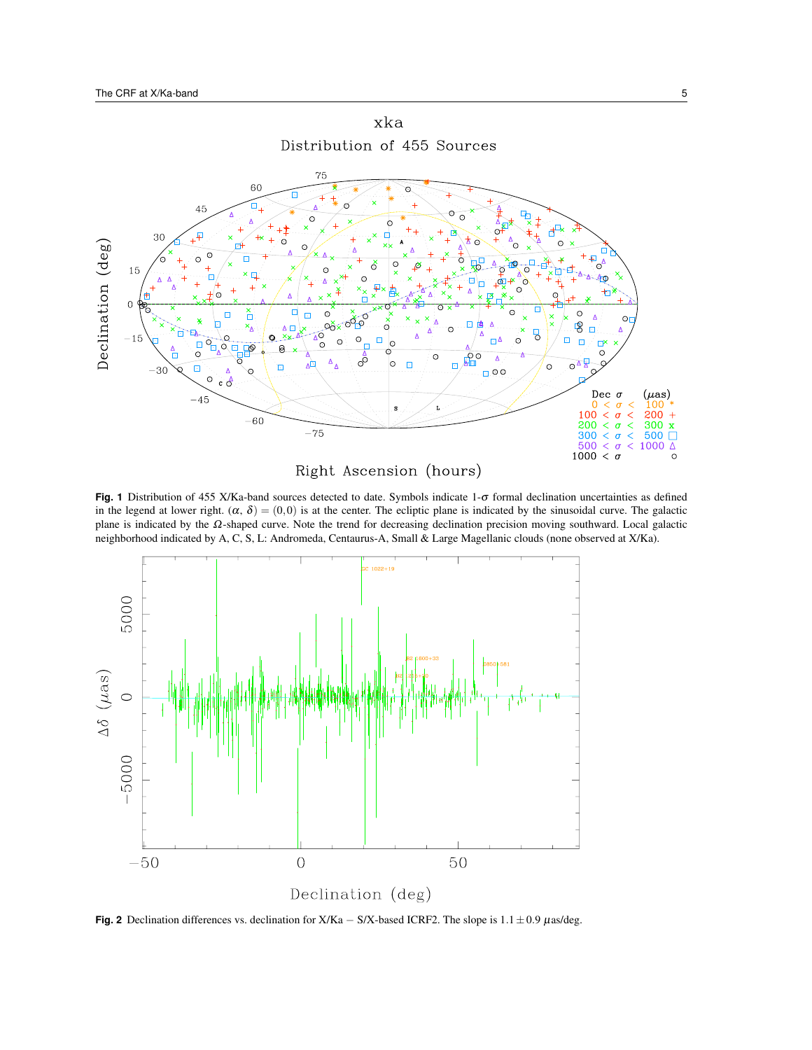xka

Distribution of 455 Sources

Declination (deg)

Right Ascension (hours)

75
60
45
30
15
0
−15
−30
−45
−60
−75

A
C
S
L

Dec σ (μas)
0 < σ < 100 *
100 < σ < 200 +
200 < σ < 300 x
300 < σ < 500 □
500 < σ < 1000 Δ
1000 < σ ○

**Fig. 1** Distribution of 455 X/Ka-band sources detected to date. Symbols indicate 1-$\sigma$ formal declination uncertainties as defined in the legend at lower right. $(\alpha, \delta) = (0,0)$ is at the center. The ecliptic plane is indicated by the sinusoidal curve. The galactic plane is indicated by the $\Omega$-shaped curve. Note the trend for decreasing declination precision moving southward. Local galactic neighborhood indicated by A, C, S, L: Andromeda, Centaurus-A, Small & Large Magellanic clouds (none observed at X/Ka).

$\Delta\delta$ ($\mu$as)

5000
0
−5000

−50
0
50

Declination (deg)

**Fig. 2** Declination differences vs. declination for X/Ka − S/X-based ICRF2. The slope is $1.1 \pm 0.9$ $\mu$as/deg.